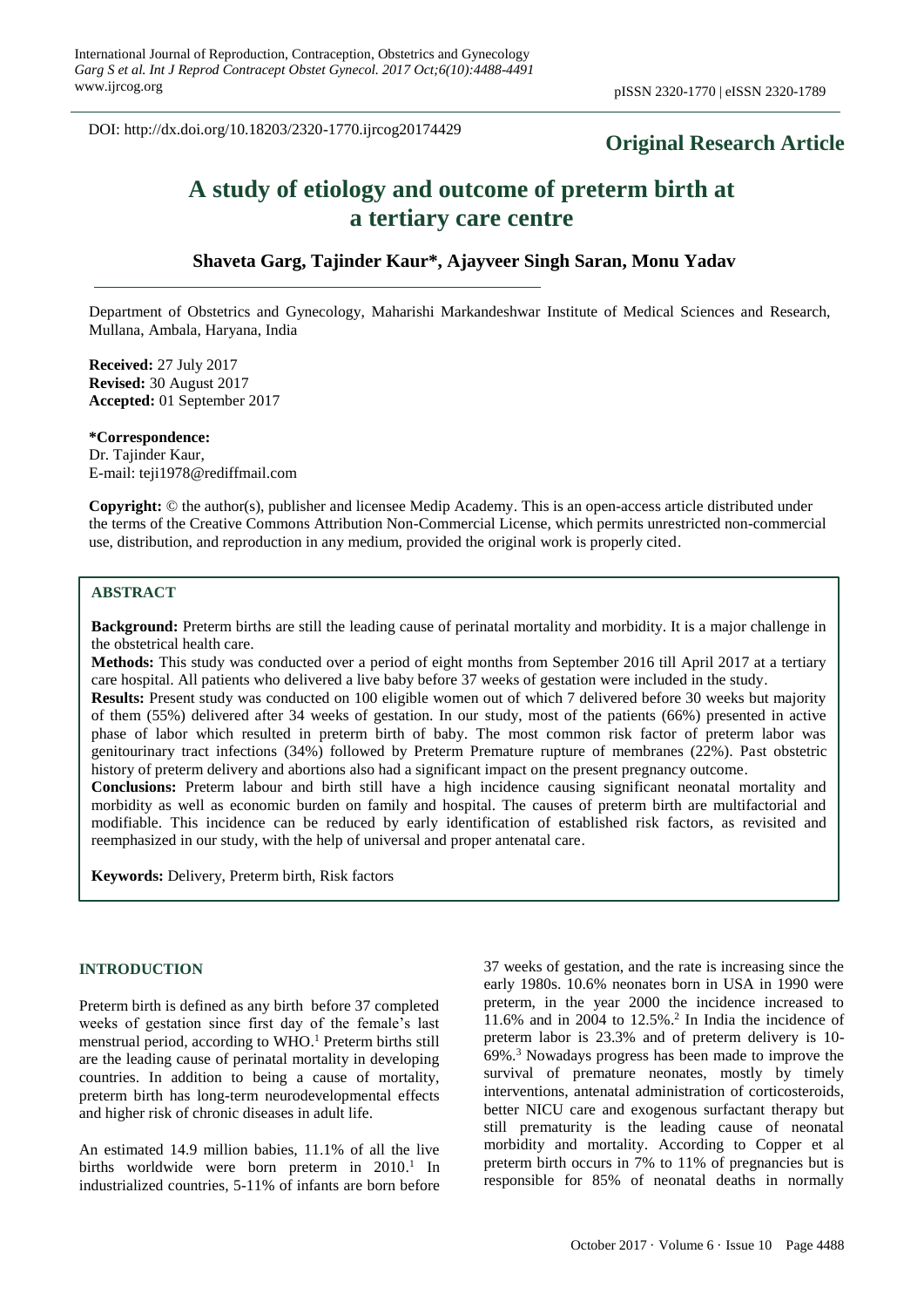DOI: http://dx.doi.org/10.18203/2320-1770.ijrcog20174429

**Original Research Article**

# A study of etiology and outcome of preterm birth at a tertiary care centre

**Shaveta Garg, Tajinder Kaur*, Ajayveer Singh Saran, Monu Yadav**

Department of Obstetrics and Gynecology, Maharishi Markandeshwar Institute of Medical Sciences and Research, Mullana, Ambala, Haryana, India

**Received:** 27 July 2017
**Revised:** 30 August 2017
**Accepted:** 01 September 2017

***Correspondence:**
Dr. Tajinder Kaur,
E-mail: teji1978@rediffmail.com

**Copyright:** © the author(s), publisher and licensee Medip Academy. This is an open-access article distributed under the terms of the Creative Commons Attribution Non-Commercial License, which permits unrestricted non-commercial use, distribution, and reproduction in any medium, provided the original work is properly cited.

## ABSTRACT

**Background:** Preterm births are still the leading cause of perinatal mortality and morbidity. It is a major challenge in the obstetrical health care.

**Methods:** This study was conducted over a period of eight months from September 2016 till April 2017 at a tertiary care hospital. All patients who delivered a live baby before 37 weeks of gestation were included in the study.

**Results:** Present study was conducted on 100 eligible women out of which 7 delivered before 30 weeks but majority of them (55%) delivered after 34 weeks of gestation. In our study, most of the patients (66%) presented in active phase of labor which resulted in preterm birth of baby. The most common risk factor of preterm labor was genitourinary tract infections (34%) followed by Preterm Premature rupture of membranes (22%). Past obstetric history of preterm delivery and abortions also had a significant impact on the present pregnancy outcome.

**Conclusions:** Preterm labour and birth still have a high incidence causing significant neonatal mortality and morbidity as well as economic burden on family and hospital. The causes of preterm birth are multifactorial and modifiable. This incidence can be reduced by early identification of established risk factors, as revisited and reemphasized in our study, with the help of universal and proper antenatal care.

**Keywords:** Delivery, Preterm birth, Risk factors

## INTRODUCTION

Preterm birth is defined as any birth before 37 completed weeks of gestation since first day of the female's last menstrual period, according to WHO.[1] Preterm births still are the leading cause of perinatal mortality in developing countries. In addition to being a cause of mortality, preterm birth has long-term neurodevelopmental effects and higher risk of chronic diseases in adult life.

An estimated 14.9 million babies, 11.1% of all the live births worldwide were born preterm in 2010.[1] In industrialized countries, 5-11% of infants are born before 37 weeks of gestation, and the rate is increasing since the early 1980s. 10.6% neonates born in USA in 1990 were preterm, in the year 2000 the incidence increased to 11.6% and in 2004 to 12.5%.[2] In India the incidence of preterm labor is 23.3% and of preterm delivery is 10-69%.[3] Nowadays progress has been made to improve the survival of premature neonates, mostly by timely interventions, antenatal administration of corticosteroids, better NICU care and exogenous surfactant therapy but still prematurity is the leading cause of neonatal morbidity and mortality. According to Copper et al preterm birth occurs in 7% to 11% of pregnancies but is responsible for 85% of neonatal deaths in normally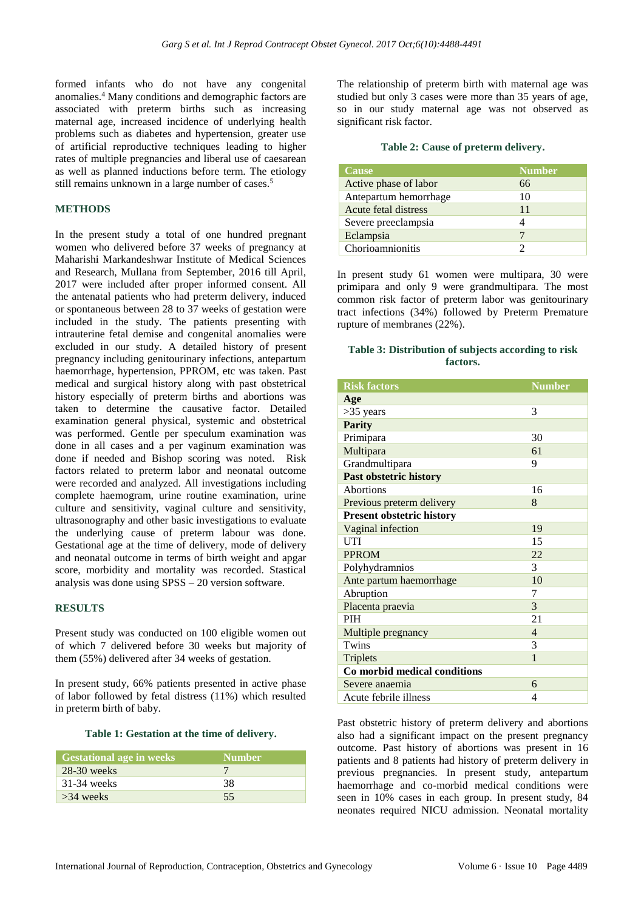formed infants who do not have any congenital anomalies.[4] Many conditions and demographic factors are associated with preterm births such as increasing maternal age, increased incidence of underlying health problems such as diabetes and hypertension, greater use of artificial reproductive techniques leading to higher rates of multiple pregnancies and liberal use of caesarean as well as planned inductions before term. The etiology still remains unknown in a large number of cases.[5]

## METHODS

In the present study a total of one hundred pregnant women who delivered before 37 weeks of pregnancy at Maharishi Markandeshwar Institute of Medical Sciences and Research, Mullana from September, 2016 till April, 2017 were included after proper informed consent. All the antenatal patients who had preterm delivery, induced or spontaneous between 28 to 37 weeks of gestation were included in the study. The patients presenting with intrauterine fetal demise and congenital anomalies were excluded in our study. A detailed history of present pregnancy including genitourinary infections, antepartum haemorrhage, hypertension, PPROM, etc was taken. Past medical and surgical history along with past obstetrical history especially of preterm births and abortions was taken to determine the causative factor. Detailed examination general physical, systemic and obstetrical was performed. Gentle per speculum examination was done in all cases and a per vaginum examination was done if needed and Bishop scoring was noted. Risk factors related to preterm labor and neonatal outcome were recorded and analyzed. All investigations including complete haemogram, urine routine examination, urine culture and sensitivity, vaginal culture and sensitivity, ultrasonography and other basic investigations to evaluate the underlying cause of preterm labour was done. Gestational age at the time of delivery, mode of delivery and neonatal outcome in terms of birth weight and apgar score, morbidity and mortality was recorded. Stastical analysis was done using SPSS – 20 version software.

## RESULTS

Present study was conducted on 100 eligible women out of which 7 delivered before 30 weeks but majority of them (55%) delivered after 34 weeks of gestation.

In present study, 66% patients presented in active phase of labor followed by fetal distress (11%) which resulted in preterm birth of baby.

**Table 1: Gestation at the time of delivery.**

| Gestational age in weeks | Number |
|---|---|
| 28-30 weeks | 7 |
| 31-34 weeks | 38 |
| >34 weeks | 55 |

The relationship of preterm birth with maternal age was studied but only 3 cases were more than 35 years of age, so in our study maternal age was not observed as significant risk factor.

**Table 2: Cause of preterm delivery.**

| Cause | Number |
|---|---|
| Active phase of labor | 66 |
| Antepartum hemorrhage | 10 |
| Acute fetal distress | 11 |
| Severe preeclampsia | 4 |
| Eclampsia | 7 |
| Chorioamnionitis | 2 |

In present study 61 women were multipara, 30 were primipara and only 9 were grandmultipara. The most common risk factor of preterm labor was genitourinary tract infections (34%) followed by Preterm Premature rupture of membranes (22%).

**Table 3: Distribution of subjects according to risk factors.**

| Risk factors | Number |
|---|---|
| **Age** | |
| >35 years | 3 |
| **Parity** | |
| Primipara | 30 |
| Multipara | 61 |
| Grandmultipara | 9 |
| **Past obstetric history** | |
| Abortions | 16 |
| Previous preterm delivery | 8 |
| **Present obstetric history** | |
| Vaginal infection | 19 |
| UTI | 15 |
| PPROM | 22 |
| Polyhydramnios | 3 |
| Ante partum haemorrhage | 10 |
| Abruption | 7 |
| Placenta praevia | 3 |
| PIH | 21 |
| Multiple pregnancy | 4 |
| Twins | 3 |
| Triplets | 1 |
| **Co morbid medical conditions** | |
| Severe anaemia | 6 |
| Acute febrile illness | 4 |

Past obstetric history of preterm delivery and abortions also had a significant impact on the present pregnancy outcome. Past history of abortions was present in 16 patients and 8 patients had history of preterm delivery in previous pregnancies. In present study, antepartum haemorrhage and co-morbid medical conditions were seen in 10% cases in each group. In present study, 84 neonates required NICU admission. Neonatal mortality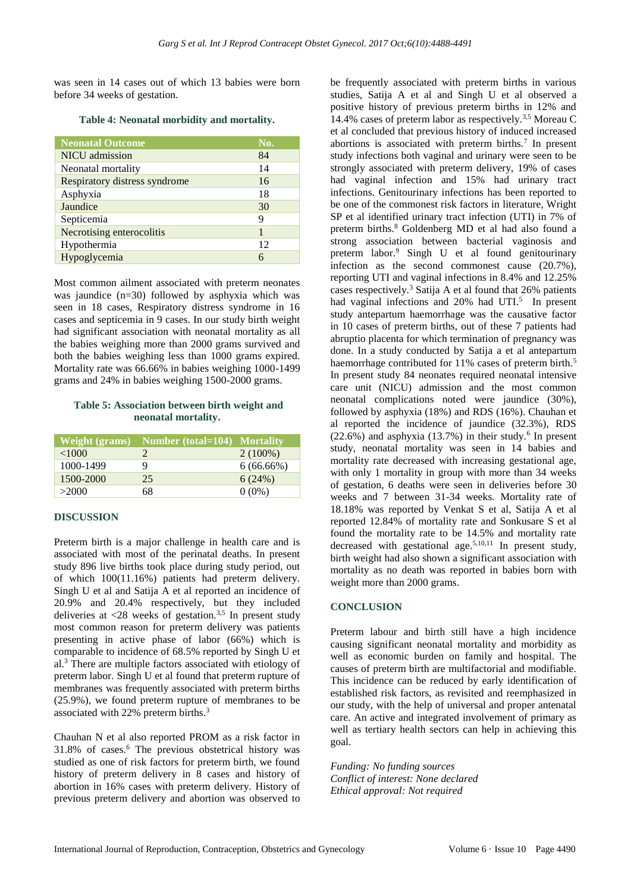was seen in 14 cases out of which 13 babies were born before 34 weeks of gestation.

**Table 4: Neonatal morbidity and mortality.**

| Neonatal Outcome | No. |
| --- | --- |
| NICU admission | 84 |
| Neonatal mortality | 14 |
| Respiratory distress syndrome | 16 |
| Asphyxia | 18 |
| Jaundice | 30 |
| Septicemia | 9 |
| Necrotising enterocolitis | 1 |
| Hypothermia | 12 |
| Hypoglycemia | 6 |

Most common ailment associated with preterm neonates was jaundice (n=30) followed by asphyxia which was seen in 18 cases, Respiratory distress syndrome in 16 cases and septicemia in 9 cases. In our study birth weight had significant association with neonatal mortality as all the babies weighing more than 2000 grams survived and both the babies weighing less than 1000 grams expired. Mortality rate was 66.66% in babies weighing 1000-1499 grams and 24% in babies weighing 1500-2000 grams.

**Table 5: Association between birth weight and neonatal mortality.**

| Weight (grams) | Number (total=104) | Mortality |
| --- | --- | --- |
| <1000 | 2 | 2 (100%) |
| 1000-1499 | 9 | 6 (66.66%) |
| 1500-2000 | 25 | 6 (24%) |
| >2000 | 68 | 0 (0%) |

## DISCUSSION

Preterm birth is a major challenge in health care and is associated with most of the perinatal deaths. In present study 896 live births took place during study period, out of which 100(11.16%) patients had preterm delivery. Singh U et al and Satija A et al reported an incidence of 20.9% and 20.4% respectively, but they included deliveries at <28 weeks of gestation.[3,5] In present study most common reason for preterm delivery was patients presenting in active phase of labor (66%) which is comparable to incidence of 68.5% reported by Singh U et al.[3] There are multiple factors associated with etiology of preterm labor. Singh U et al found that preterm rupture of membranes was frequently associated with preterm births (25.9%), we found preterm rupture of membranes to be associated with 22% preterm births.[3]

Chauhan N et al also reported PROM as a risk factor in 31.8% of cases.[6] The previous obstetrical history was studied as one of risk factors for preterm birth, we found history of preterm delivery in 8 cases and history of abortion in 16% cases with preterm delivery. History of previous preterm delivery and abortion was observed to be frequently associated with preterm births in various studies, Satija A et al and Singh U et al observed a positive history of previous preterm births in 12% and 14.4% cases of preterm labor as respectively.[3,5] Moreau C et al concluded that previous history of induced increased abortions is associated with preterm births.[7] In present study infections both vaginal and urinary were seen to be strongly associated with preterm delivery, 19% of cases had vaginal infection and 15% had urinary tract infections. Genitourinary infections has been reported to be one of the commonest risk factors in literature, Wright SP et al identified urinary tract infection (UTI) in 7% of preterm births.[8] Goldenberg MD et al had also found a strong association between bacterial vaginosis and preterm labor.[9] Singh U et al found genitourinary infection as the second commonest cause (20.7%), reporting UTI and vaginal infections in 8.4% and 12.25% cases respectively.[3] Satija A et al found that 26% patients had vaginal infections and 20% had UTI.[5] In present study antepartum haemorrhage was the causative factor in 10 cases of preterm births, out of these 7 patients had abruptio placenta for which termination of pregnancy was done. In a study conducted by Satija a et al antepartum haemorrhage contributed for 11% cases of preterm birth.[5] In present study 84 neonates required neonatal intensive care unit (NICU) admission and the most common neonatal complications noted were jaundice (30%), followed by asphyxia (18%) and RDS (16%). Chauhan et al reported the incidence of jaundice (32.3%), RDS (22.6%) and asphyxia (13.7%) in their study.[6] In present study, neonatal mortality was seen in 14 babies and mortality rate decreased with increasing gestational age, with only 1 mortality in group with more than 34 weeks of gestation, 6 deaths were seen in deliveries before 30 weeks and 7 between 31-34 weeks. Mortality rate of 18.18% was reported by Venkat S et al, Satija A et al reported 12.84% of mortality rate and Sonkusare S et al found the mortality rate to be 14.5% and mortality rate decreased with gestational age.[5,10,11] In present study, birth weight had also shown a significant association with mortality as no death was reported in babies born with weight more than 2000 grams.

## CONCLUSION

Preterm labour and birth still have a high incidence causing significant neonatal mortality and morbidity as well as economic burden on family and hospital. The causes of preterm birth are multifactorial and modifiable. This incidence can be reduced by early identification of established risk factors, as revisited and reemphasized in our study, with the help of universal and proper antenatal care. An active and integrated involvement of primary as well as tertiary health sectors can help in achieving this goal.

*Funding: No funding sources*
*Conflict of interest: None declared*
*Ethical approval: Not required*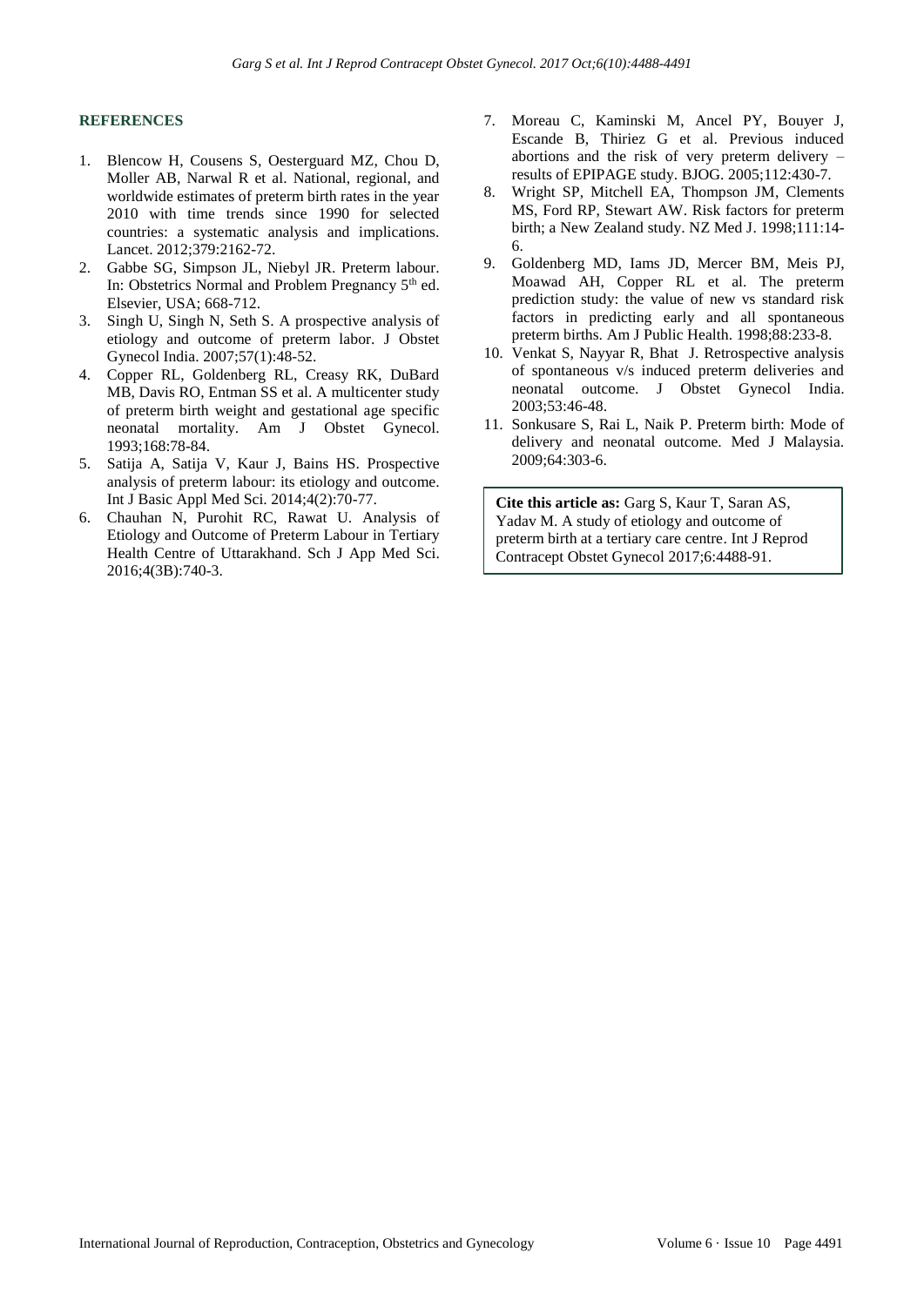## REFERENCES

1. Blencow H, Cousens S, Oesterguard MZ, Chou D, Moller AB, Narwal R et al. National, regional, and worldwide estimates of preterm birth rates in the year 2010 with time trends since 1990 for selected countries: a systematic analysis and implications. Lancet. 2012;379:2162-72.
2. Gabbe SG, Simpson JL, Niebyl JR. Preterm labour. In: Obstetrics Normal and Problem Pregnancy 5th ed. Elsevier, USA; 668-712.
3. Singh U, Singh N, Seth S. A prospective analysis of etiology and outcome of preterm labor. J Obstet Gynecol India. 2007;57(1):48-52.
4. Copper RL, Goldenberg RL, Creasy RK, DuBard MB, Davis RO, Entman SS et al. A multicenter study of preterm birth weight and gestational age specific neonatal mortality. Am J Obstet Gynecol. 1993;168:78-84.
5. Satija A, Satija V, Kaur J, Bains HS. Prospective analysis of preterm labour: its etiology and outcome. Int J Basic Appl Med Sci. 2014;4(2):70-77.
6. Chauhan N, Purohit RC, Rawat U. Analysis of Etiology and Outcome of Preterm Labour in Tertiary Health Centre of Uttarakhand. Sch J App Med Sci. 2016;4(3B):740-3.
7. Moreau C, Kaminski M, Ancel PY, Bouyer J, Escande B, Thiriez G et al. Previous induced abortions and the risk of very preterm delivery – results of EPIPAGE study. BJOG. 2005;112:430-7.
8. Wright SP, Mitchell EA, Thompson JM, Clements MS, Ford RP, Stewart AW. Risk factors for preterm birth; a New Zealand study. NZ Med J. 1998;111:14-6.
9. Goldenberg MD, Iams JD, Mercer BM, Meis PJ, Moawad AH, Copper RL et al. The preterm prediction study: the value of new vs standard risk factors in predicting early and all spontaneous preterm births. Am J Public Health. 1998;88:233-8.
10. Venkat S, Nayyar R, Bhat J. Retrospective analysis of spontaneous v/s induced preterm deliveries and neonatal outcome. J Obstet Gynecol India. 2003;53:46-48.
11. Sonkusare S, Rai L, Naik P. Preterm birth: Mode of delivery and neonatal outcome. Med J Malaysia. 2009;64:303-6.

**Cite this article as:** Garg S, Kaur T, Saran AS, Yadav M. A study of etiology and outcome of preterm birth at a tertiary care centre. Int J Reprod Contracept Obstet Gynecol 2017;6:4488-91.